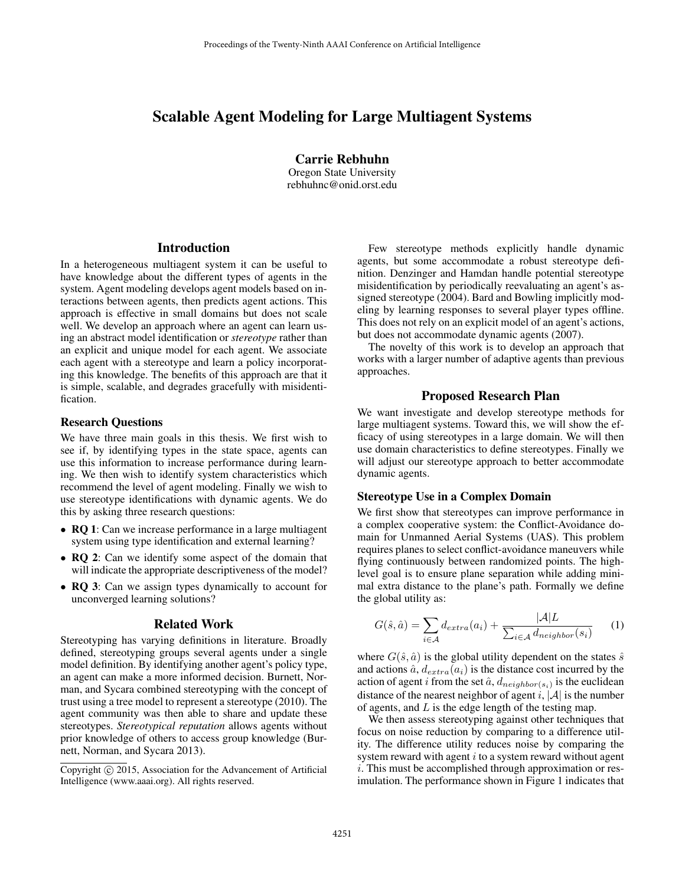# Scalable Agent Modeling for Large Multiagent Systems

**Carrie Rebhuhn**
Oregon State University
rebhuhnc@onid.orst.edu

## Introduction

In a heterogeneous multiagent system it can be useful to have knowledge about the different types of agents in the system. Agent modeling develops agent models based on interactions between agents, then predicts agent actions. This approach is effective in small domains but does not scale well. We develop an approach where an agent can learn using an abstract model identification or *stereotype* rather than an explicit and unique model for each agent. We associate each agent with a stereotype and learn a policy incorporating this knowledge. The benefits of this approach are that it is simple, scalable, and degrades gracefully with misidentification.

### Research Questions

We have three main goals in this thesis. We first wish to see if, by identifying types in the state space, agents can use this information to increase performance during learning. We then wish to identify system characteristics which recommend the level of agent modeling. Finally we wish to use stereotype identifications with dynamic agents. We do this by asking three research questions:

- **RQ 1**: Can we increase performance in a large multiagent system using type identification and external learning?
- **RQ 2**: Can we identify some aspect of the domain that will indicate the appropriate descriptiveness of the model?
- **RQ 3**: Can we assign types dynamically to account for unconverged learning solutions?

## Related Work

Stereotyping has varying definitions in literature. Broadly defined, stereotyping groups several agents under a single model definition. By identifying another agent's policy type, an agent can make a more informed decision. Burnett, Norman, and Sycara combined stereotyping with the concept of trust using a tree model to represent a stereotype (2010). The agent community was then able to share and update these stereotypes. *Stereotypical reputation* allows agents without prior knowledge of others to access group knowledge (Burnett, Norman, and Sycara 2013).

Few stereotype methods explicitly handle dynamic agents, but some accommodate a robust stereotype definition. Denzinger and Hamdan handle potential stereotype misidentification by periodically reevaluating an agent's assigned stereotype (2004). Bard and Bowling implicitly modeling by learning responses to several player types offline. This does not rely on an explicit model of an agent's actions, but does not accommodate dynamic agents (2007).

The novelty of this work is to develop an approach that works with a larger number of adaptive agents than previous approaches.

Copyright © 2015, Association for the Advancement of Artificial Intelligence (www.aaai.org). All rights reserved.

## Proposed Research Plan

We want investigate and develop stereotype methods for large multiagent systems. Toward this, we will show the efficacy of using stereotypes in a large domain. We will then use domain characteristics to define stereotypes. Finally we will adjust our stereotype approach to better accommodate dynamic agents.

### Stereotype Use in a Complex Domain

We first show that stereotypes can improve performance in a complex cooperative system: the Conflict-Avoidance domain for Unmanned Aerial Systems (UAS). This problem requires planes to select conflict-avoidance maneuvers while flying continuously between randomized points. The high-level goal is to ensure plane separation while adding minimal extra distance to the plane's path. Formally we define the global utility as:

$$G(\hat{s}, \hat{a}) = \sum_{i \in \mathcal{A}} d_{extra}(a_i) + \frac{|\mathcal{A}|L}{\sum_{i \in \mathcal{A}} d_{neighbor}(s_i)} \tag{1}$$

where $G(\hat{s}, \hat{a})$ is the global utility dependent on the states $\hat{s}$ and actions $\hat{a}$, $d_{extra}(a_i)$ is the distance cost incurred by the action of agent $i$ from the set $\hat{a}$, $d_{neighbor(s_i)}$ is the euclidean distance of the nearest neighbor of agent $i$, $|\mathcal{A}|$ is the number of agents, and $L$ is the edge length of the testing map.

We then assess stereotyping against other techniques that focus on noise reduction by comparing to a difference utility. The difference utility reduces noise by comparing the system reward with agent $i$ to a system reward without agent $i$. This must be accomplished through approximation or resimulation. The performance shown in Figure 1 indicates that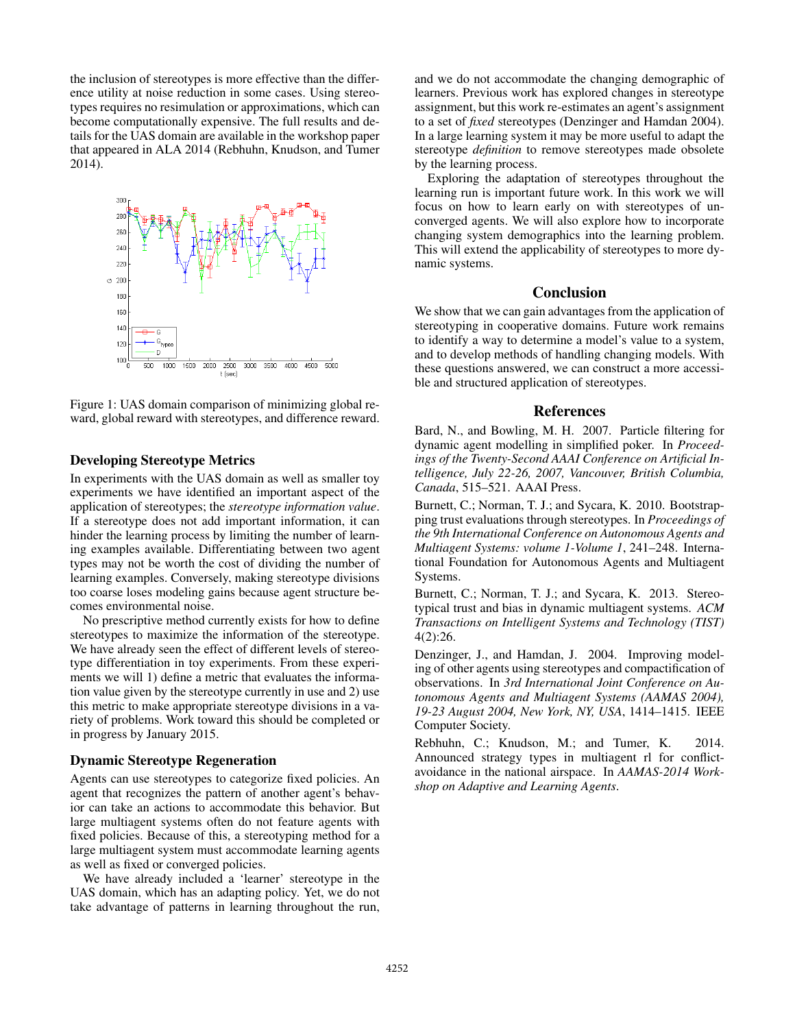the inclusion of stereotypes is more effective than the difference utility at noise reduction in some cases. Using stereotypes requires no resimulation or approximations, which can become computationally expensive. The full results and details for the UAS domain are available in the workshop paper that appeared in ALA 2014 (Rebhuhn, Knudson, and Tumer 2014).

300
280
260
240
220
200
180
160
140
120
100
G
0 500 1000 1500 2000 2500 3000 3500 4000 4500 5000
t (sec)
G
$G_{types}$
D

Figure 1: UAS domain comparison of minimizing global reward, global reward with stereotypes, and difference reward.

### Developing Stereotype Metrics

In experiments with the UAS domain as well as smaller toy experiments we have identified an important aspect of the application of stereotypes; the *stereotype information value*. If a stereotype does not add important information, it can hinder the learning process by limiting the number of learning examples available. Differentiating between two agent types may not be worth the cost of dividing the number of learning examples. Conversely, making stereotype divisions too coarse loses modeling gains because agent structure becomes environmental noise.

No prescriptive method currently exists for how to define stereotypes to maximize the information of the stereotype. We have already seen the effect of different levels of stereotype differentiation in toy experiments. From these experiments we will 1) define a metric that evaluates the information value given by the stereotype currently in use and 2) use this metric to make appropriate stereotype divisions in a variety of problems. Work toward this should be completed or in progress by January 2015.

### Dynamic Stereotype Regeneration

Agents can use stereotypes to categorize fixed policies. An agent that recognizes the pattern of another agent's behavior can take an actions to accommodate this behavior. But large multiagent systems often do not feature agents with fixed policies. Because of this, a stereotyping method for a large multiagent system must accommodate learning agents as well as fixed or converged policies.

We have already included a 'learner' stereotype in the UAS domain, which has an adapting policy. Yet, we do not take advantage of patterns in learning throughout the run, and we do not accommodate the changing demographic of learners. Previous work has explored changes in stereotype assignment, but this work re-estimates an agent's assignment to a set of *fixed* stereotypes (Denzinger and Hamdan 2004). In a large learning system it may be more useful to adapt the stereotype *definition* to remove stereotypes made obsolete by the learning process.

Exploring the adaptation of stereotypes throughout the learning run is important future work. In this work we will focus on how to learn early on with stereotypes of unconverged agents. We will also explore how to incorporate changing system demographics into the learning problem. This will extend the applicability of stereotypes to more dynamic systems.

## Conclusion

We show that we can gain advantages from the application of stereotyping in cooperative domains. Future work remains to identify a way to determine a model's value to a system, and to develop methods of handling changing models. With these questions answered, we can construct a more accessible and structured application of stereotypes.

## References

Bard, N., and Bowling, M. H. 2007. Particle filtering for dynamic agent modelling in simplified poker. In *Proceedings of the Twenty-Second AAAI Conference on Artificial Intelligence, July 22-26, 2007, Vancouver, British Columbia, Canada*, 515–521. AAAI Press.

Burnett, C.; Norman, T. J.; and Sycara, K. 2010. Bootstrapping trust evaluations through stereotypes. In *Proceedings of the 9th International Conference on Autonomous Agents and Multiagent Systems: volume 1-Volume 1*, 241–248. International Foundation for Autonomous Agents and Multiagent Systems.

Burnett, C.; Norman, T. J.; and Sycara, K. 2013. Stereotypical trust and bias in dynamic multiagent systems. *ACM Transactions on Intelligent Systems and Technology (TIST)* 4(2):26.

Denzinger, J., and Hamdan, J. 2004. Improving modeling of other agents using stereotypes and compactification of observations. In *3rd International Joint Conference on Autonomous Agents and Multiagent Systems (AAMAS 2004), 19-23 August 2004, New York, NY, USA*, 1414–1415. IEEE Computer Society.

Rebhuhn, C.; Knudson, M.; and Tumer, K. 2014. Announced strategy types in multiagent rl for conflict-avoidance in the national airspace. In *AAMAS-2014 Workshop on Adaptive and Learning Agents*.